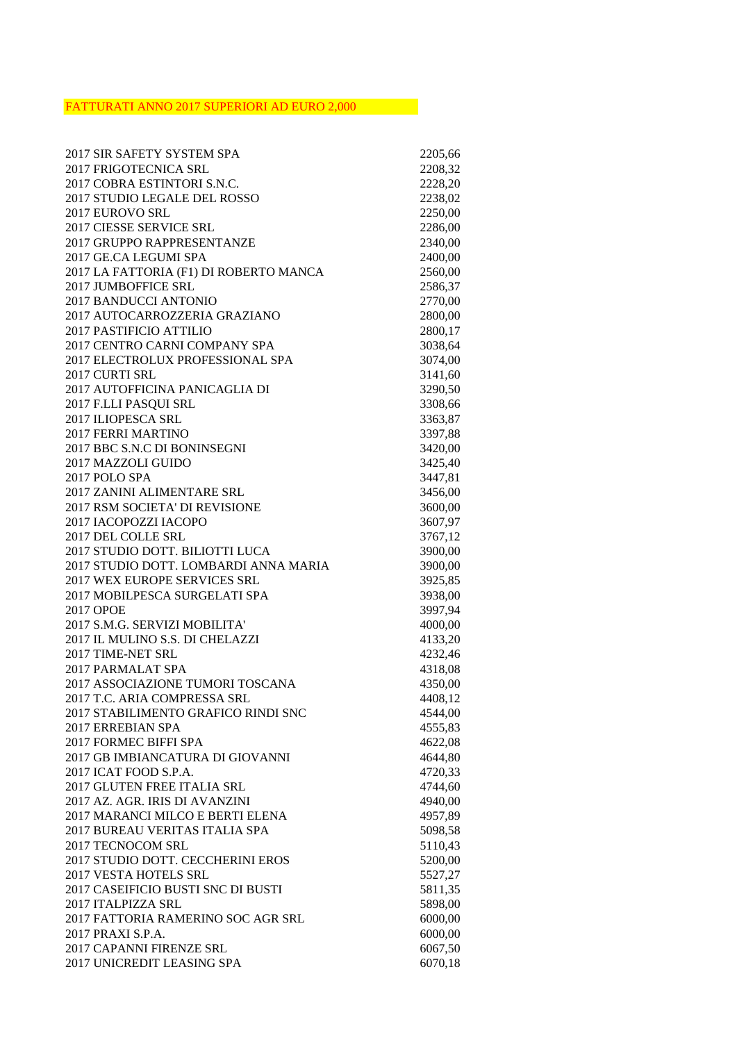FATTURATI ANNO 2017 SUPERIORI AD EURO 2,000

| | |
|---|---|
| 2017 SIR SAFETY SYSTEM SPA | 2205,66 |
| 2017 FRIGOTECNICA SRL | 2208,32 |
| 2017 COBRA ESTINTORI S.N.C. | 2228,20 |
| 2017 STUDIO LEGALE DEL ROSSO | 2238,02 |
| 2017 EUROVO SRL | 2250,00 |
| 2017 CIESSE SERVICE SRL | 2286,00 |
| 2017 GRUPPO RAPPRESENTANZE | 2340,00 |
| 2017 GE.CA LEGUMI SPA | 2400,00 |
| 2017 LA FATTORIA (F1) DI ROBERTO MANCA | 2560,00 |
| 2017 JUMBOFFICE SRL | 2586,37 |
| 2017 BANDUCCI ANTONIO | 2770,00 |
| 2017 AUTOCARROZZERIA GRAZIANO | 2800,00 |
| 2017 PASTIFICIO ATTILIO | 2800,17 |
| 2017 CENTRO CARNI COMPANY SPA | 3038,64 |
| 2017 ELECTROLUX PROFESSIONAL SPA | 3074,00 |
| 2017 CURTI SRL | 3141,60 |
| 2017 AUTOFFICINA PANICAGLIA DI | 3290,50 |
| 2017 F.LLI PASQUI SRL | 3308,66 |
| 2017 ILIOPESCA SRL | 3363,87 |
| 2017 FERRI MARTINO | 3397,88 |
| 2017 BBC S.N.C DI BONINSEGNI | 3420,00 |
| 2017 MAZZOLI GUIDO | 3425,40 |
| 2017 POLO SPA | 3447,81 |
| 2017 ZANINI ALIMENTARE SRL | 3456,00 |
| 2017 RSM SOCIETA' DI REVISIONE | 3600,00 |
| 2017 IACOPOZZI IACOPO | 3607,97 |
| 2017 DEL COLLE SRL | 3767,12 |
| 2017 STUDIO DOTT. BILIOTTI LUCA | 3900,00 |
| 2017 STUDIO DOTT. LOMBARDI ANNA MARIA | 3900,00 |
| 2017 WEX EUROPE SERVICES SRL | 3925,85 |
| 2017 MOBILPESCA SURGELATI SPA | 3938,00 |
| 2017 OPOE | 3997,94 |
| 2017 S.M.G. SERVIZI MOBILITA' | 4000,00 |
| 2017 IL MULINO S.S. DI CHELAZZI | 4133,20 |
| 2017 TIME-NET SRL | 4232,46 |
| 2017 PARMALAT SPA | 4318,08 |
| 2017 ASSOCIAZIONE TUMORI TOSCANA | 4350,00 |
| 2017 T.C. ARIA COMPRESSA SRL | 4408,12 |
| 2017 STABILIMENTO GRAFICO RINDI SNC | 4544,00 |
| 2017 ERREBIAN SPA | 4555,83 |
| 2017 FORMEC BIFFI SPA | 4622,08 |
| 2017 GB IMBIANCATURA DI GIOVANNI | 4644,80 |
| 2017 ICAT FOOD S.P.A. | 4720,33 |
| 2017 GLUTEN FREE ITALIA SRL | 4744,60 |
| 2017 AZ. AGR. IRIS DI AVANZINI | 4940,00 |
| 2017 MARANCI MILCO E BERTI ELENA | 4957,89 |
| 2017 BUREAU VERITAS ITALIA SPA | 5098,58 |
| 2017 TECNOCOM SRL | 5110,43 |
| 2017 STUDIO DOTT. CECCHERINI EROS | 5200,00 |
| 2017 VESTA HOTELS SRL | 5527,27 |
| 2017 CASEIFICIO BUSTI SNC DI BUSTI | 5811,35 |
| 2017 ITALPIZZA SRL | 5898,00 |
| 2017 FATTORIA RAMERINO SOC AGR SRL | 6000,00 |
| 2017 PRAXI S.P.A. | 6000,00 |
| 2017 CAPANNI FIRENZE SRL | 6067,50 |
| 2017 UNICREDIT LEASING SPA | 6070,18 |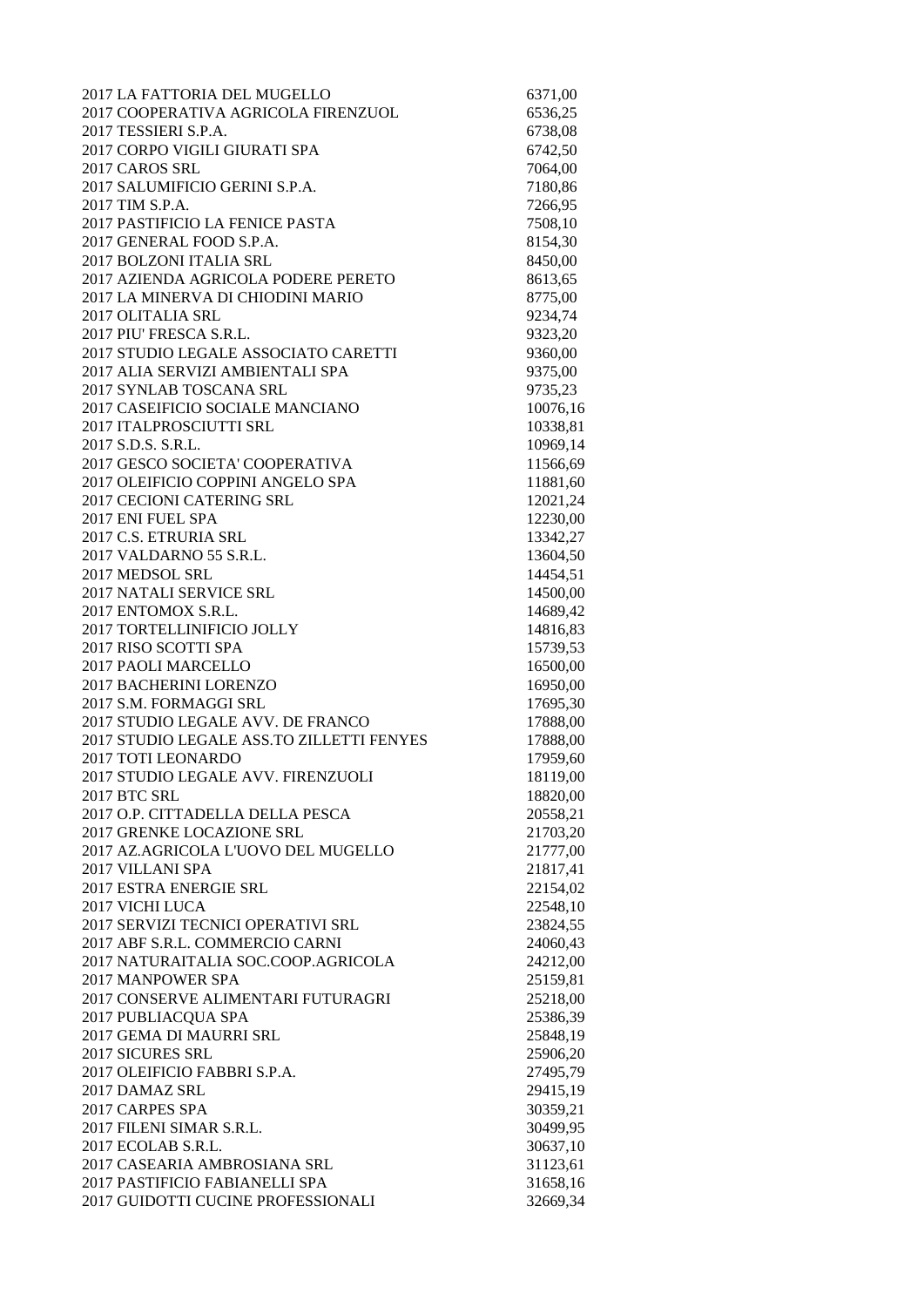| | |
|---|---|
| 2017 LA FATTORIA DEL MUGELLO | 6371,00 |
| 2017 COOPERATIVA AGRICOLA FIRENZUOL | 6536,25 |
| 2017 TESSIERI S.P.A. | 6738,08 |
| 2017 CORPO VIGILI GIURATI SPA | 6742,50 |
| 2017 CAROS SRL | 7064,00 |
| 2017 SALUMIFICIO GERINI S.P.A. | 7180,86 |
| 2017 TIM S.P.A. | 7266,95 |
| 2017 PASTIFICIO LA FENICE PASTA | 7508,10 |
| 2017 GENERAL FOOD S.P.A. | 8154,30 |
| 2017 BOLZONI ITALIA SRL | 8450,00 |
| 2017 AZIENDA AGRICOLA PODERE PERETO | 8613,65 |
| 2017 LA MINERVA DI CHIODINI MARIO | 8775,00 |
| 2017 OLITALIA SRL | 9234,74 |
| 2017 PIU' FRESCA S.R.L. | 9323,20 |
| 2017 STUDIO LEGALE ASSOCIATO CARETTI | 9360,00 |
| 2017 ALIA SERVIZI AMBIENTALI SPA | 9375,00 |
| 2017 SYNLAB TOSCANA SRL | 9735,23 |
| 2017 CASEIFICIO SOCIALE MANCIANO | 10076,16 |
| 2017 ITALPROSCIUTTI SRL | 10338,81 |
| 2017 S.D.S. S.R.L. | 10969,14 |
| 2017 GESCO SOCIETA' COOPERATIVA | 11566,69 |
| 2017 OLEIFICIO COPPINI ANGELO SPA | 11881,60 |
| 2017 CECIONI CATERING SRL | 12021,24 |
| 2017 ENI FUEL SPA | 12230,00 |
| 2017 C.S. ETRURIA SRL | 13342,27 |
| 2017 VALDARNO 55 S.R.L. | 13604,50 |
| 2017 MEDSOL SRL | 14454,51 |
| 2017 NATALI SERVICE SRL | 14500,00 |
| 2017 ENTOMOX S.R.L. | 14689,42 |
| 2017 TORTELLINIFICIO JOLLY | 14816,83 |
| 2017 RISO SCOTTI SPA | 15739,53 |
| 2017 PAOLI MARCELLO | 16500,00 |
| 2017 BACHERINI LORENZO | 16950,00 |
| 2017 S.M. FORMAGGI SRL | 17695,30 |
| 2017 STUDIO LEGALE AVV. DE FRANCO | 17888,00 |
| 2017 STUDIO LEGALE ASS.TO ZILLETTI FENYES | 17888,00 |
| 2017 TOTI LEONARDO | 17959,60 |
| 2017 STUDIO LEGALE AVV. FIRENZUOLI | 18119,00 |
| 2017 BTC SRL | 18820,00 |
| 2017 O.P. CITTADELLA DELLA PESCA | 20558,21 |
| 2017 GRENKE LOCAZIONE SRL | 21703,20 |
| 2017 AZ.AGRICOLA L'UOVO DEL MUGELLO | 21777,00 |
| 2017 VILLANI SPA | 21817,41 |
| 2017 ESTRA ENERGIE SRL | 22154,02 |
| 2017 VICHI LUCA | 22548,10 |
| 2017 SERVIZI TECNICI OPERATIVI SRL | 23824,55 |
| 2017 ABF S.R.L. COMMERCIO CARNI | 24060,43 |
| 2017 NATURAITALIA SOC.COOP.AGRICOLA | 24212,00 |
| 2017 MANPOWER SPA | 25159,81 |
| 2017 CONSERVE ALIMENTARI FUTURAGRI | 25218,00 |
| 2017 PUBLIACQUA SPA | 25386,39 |
| 2017 GEMA DI MAURRI SRL | 25848,19 |
| 2017 SICURES SRL | 25906,20 |
| 2017 OLEIFICIO FABBRI S.P.A. | 27495,79 |
| 2017 DAMAZ SRL | 29415,19 |
| 2017 CARPES SPA | 30359,21 |
| 2017 FILENI SIMAR S.R.L. | 30499,95 |
| 2017 ECOLAB S.R.L. | 30637,10 |
| 2017 CASEARIA AMBROSIANA SRL | 31123,61 |
| 2017 PASTIFICIO FABIANELLI SPA | 31658,16 |
| 2017 GUIDOTTI CUCINE PROFESSIONALI | 32669,34 |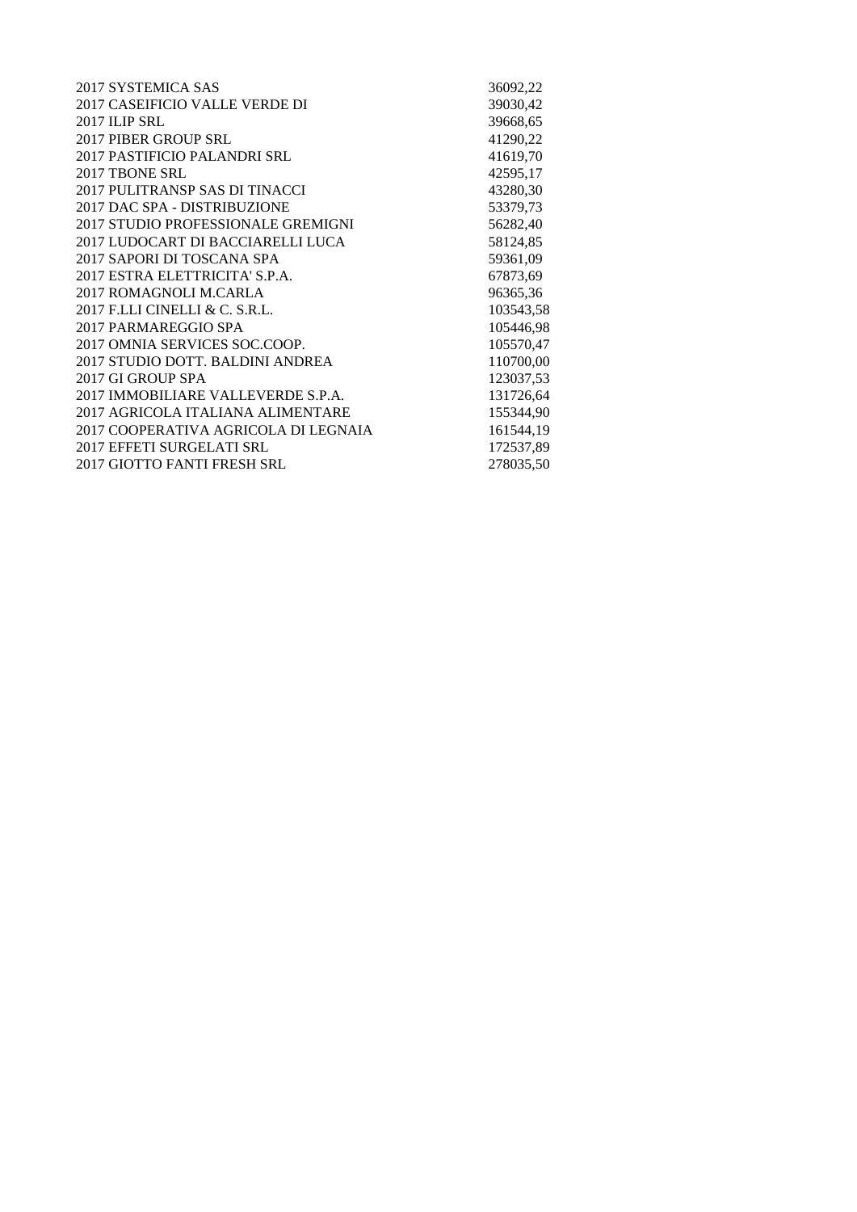| | |
|---|---|
| 2017 SYSTEMICA SAS | 36092,22 |
| 2017 CASEIFICIO VALLE VERDE DI | 39030,42 |
| 2017 ILIP SRL | 39668,65 |
| 2017 PIBER GROUP SRL | 41290,22 |
| 2017 PASTIFICIO PALANDRI SRL | 41619,70 |
| 2017 TBONE SRL | 42595,17 |
| 2017 PULITRANSP SAS DI TINACCI | 43280,30 |
| 2017 DAC SPA - DISTRIBUZIONE | 53379,73 |
| 2017 STUDIO PROFESSIONALE GREMIGNI | 56282,40 |
| 2017 LUDOCART DI BACCIARELLI LUCA | 58124,85 |
| 2017 SAPORI DI TOSCANA SPA | 59361,09 |
| 2017 ESTRA ELETTRICITA' S.P.A. | 67873,69 |
| 2017 ROMAGNOLI M.CARLA | 96365,36 |
| 2017 F.LLI CINELLI & C. S.R.L. | 103543,58 |
| 2017 PARMAREGGIO SPA | 105446,98 |
| 2017 OMNIA SERVICES SOC.COOP. | 105570,47 |
| 2017 STUDIO DOTT. BALDINI ANDREA | 110700,00 |
| 2017 GI GROUP SPA | 123037,53 |
| 2017 IMMOBILIARE VALLEVERDE S.P.A. | 131726,64 |
| 2017 AGRICOLA ITALIANA ALIMENTARE | 155344,90 |
| 2017 COOPERATIVA AGRICOLA DI LEGNAIA | 161544,19 |
| 2017 EFFETI SURGELATI SRL | 172537,89 |
| 2017 GIOTTO FANTI FRESH SRL | 278035,50 |